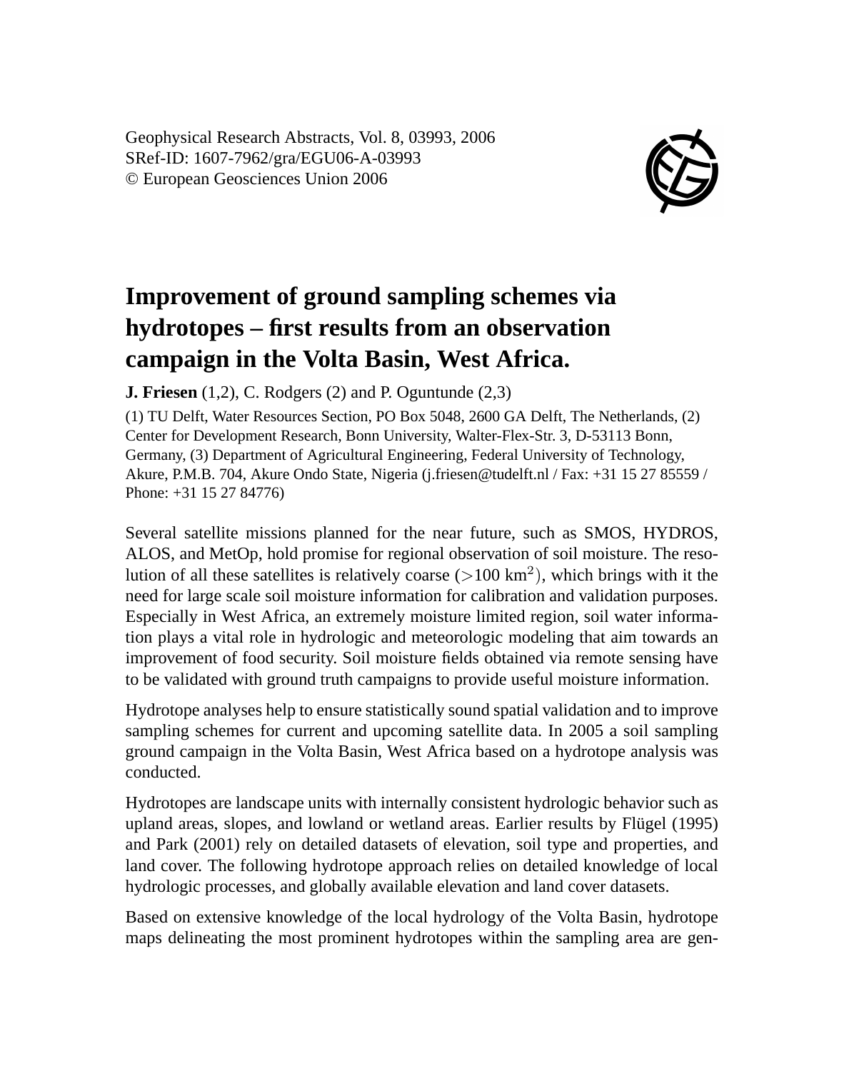Geophysical Research Abstracts, Vol. 8, 03993, 2006
SRef-ID: 1607-7962/gra/EGU06-A-03993
© European Geosciences Union 2006

# Improvement of ground sampling schemes via hydrotopes – first results from an observation campaign in the Volta Basin, West Africa.

**J. Friesen** (1,2), C. Rodgers (2) and P. Oguntunde (2,3)

(1) TU Delft, Water Resources Section, PO Box 5048, 2600 GA Delft, The Netherlands, (2) Center for Development Research, Bonn University, Walter-Flex-Str. 3, D-53113 Bonn, Germany, (3) Department of Agricultural Engineering, Federal University of Technology, Akure, P.M.B. 704, Akure Ondo State, Nigeria (j.friesen@tudelft.nl / Fax: +31 15 27 85559 / Phone: +31 15 27 84776)

Several satellite missions planned for the near future, such as SMOS, HYDROS, ALOS, and MetOp, hold promise for regional observation of soil moisture. The resolution of all these satellites is relatively coarse ($>$100 km$^2$), which brings with it the need for large scale soil moisture information for calibration and validation purposes. Especially in West Africa, an extremely moisture limited region, soil water information plays a vital role in hydrologic and meteorologic modeling that aim towards an improvement of food security. Soil moisture fields obtained via remote sensing have to be validated with ground truth campaigns to provide useful moisture information.

Hydrotope analyses help to ensure statistically sound spatial validation and to improve sampling schemes for current and upcoming satellite data. In 2005 a soil sampling ground campaign in the Volta Basin, West Africa based on a hydrotope analysis was conducted.

Hydrotopes are landscape units with internally consistent hydrologic behavior such as upland areas, slopes, and lowland or wetland areas. Earlier results by Flügel (1995) and Park (2001) rely on detailed datasets of elevation, soil type and properties, and land cover. The following hydrotope approach relies on detailed knowledge of local hydrologic processes, and globally available elevation and land cover datasets.

Based on extensive knowledge of the local hydrology of the Volta Basin, hydrotope maps delineating the most prominent hydrotopes within the sampling area are gen-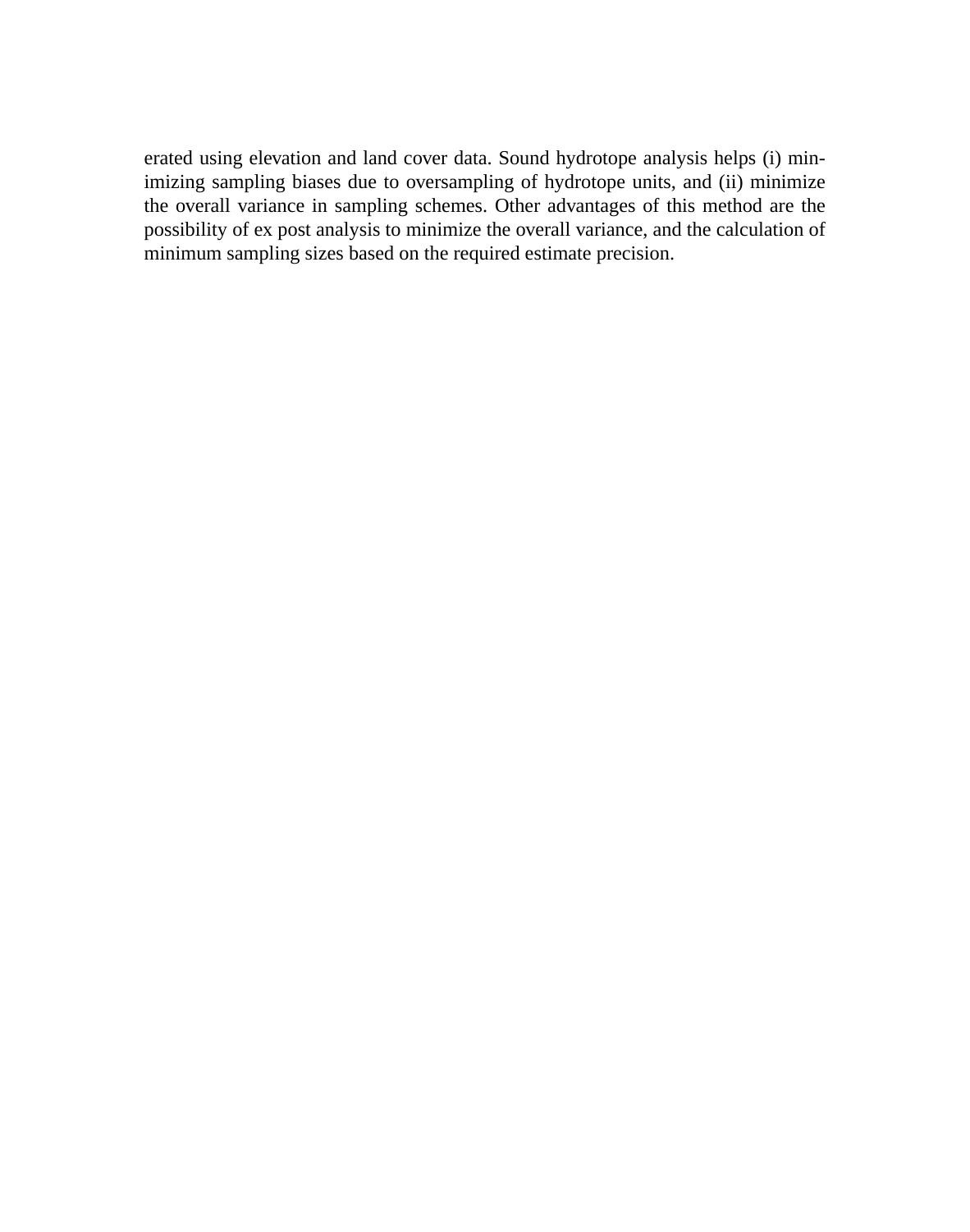erated using elevation and land cover data. Sound hydrotope analysis helps (i) minimizing sampling biases due to oversampling of hydrotope units, and (ii) minimize the overall variance in sampling schemes. Other advantages of this method are the possibility of ex post analysis to minimize the overall variance, and the calculation of minimum sampling sizes based on the required estimate precision.